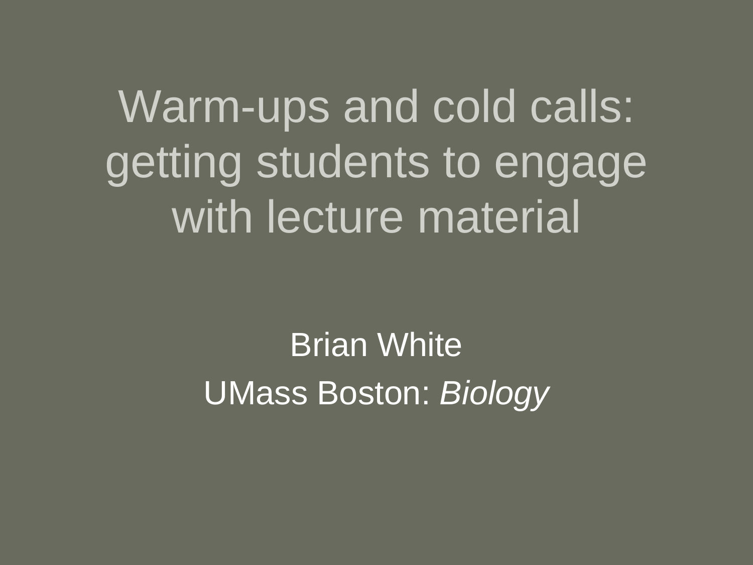# Warm-ups and cold calls: getting students to engage with lecture material

Brian White

UMass Boston: *Biology*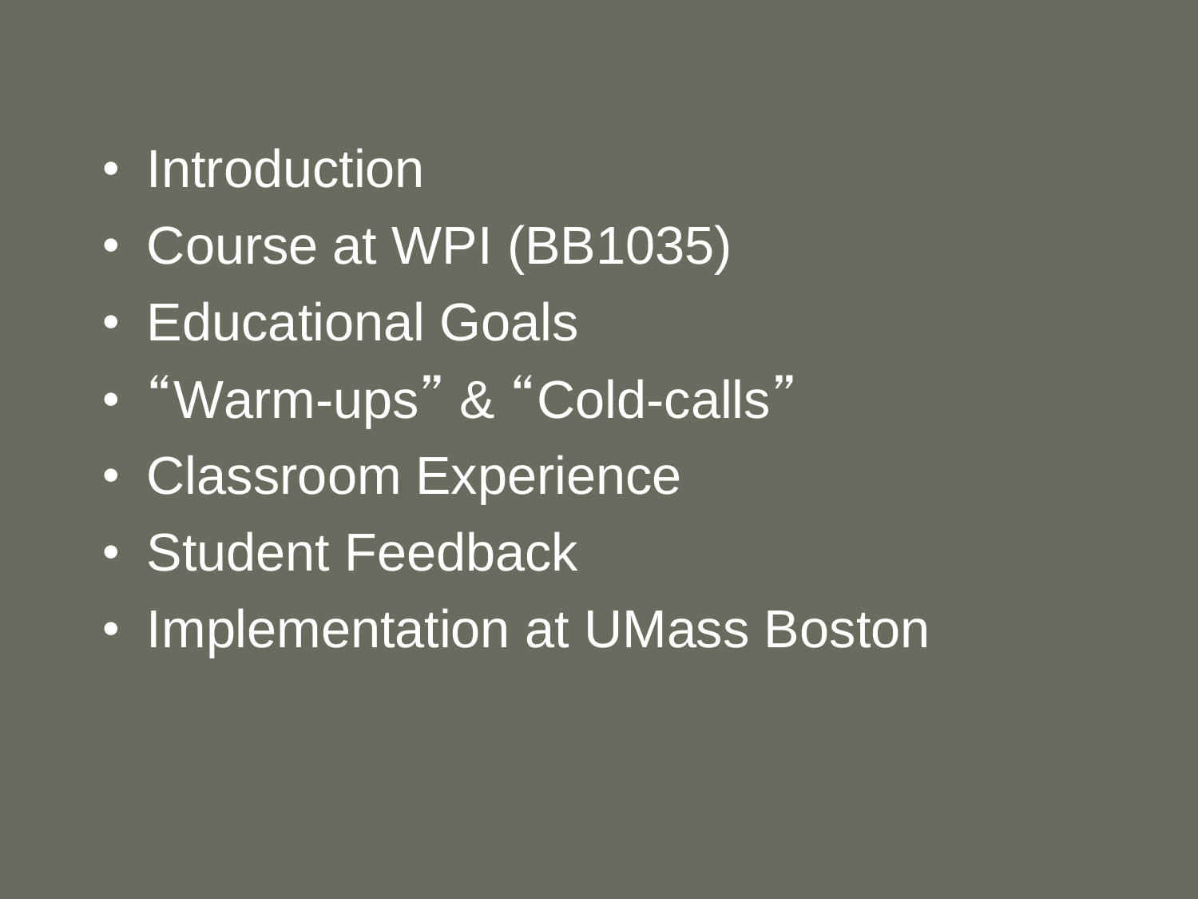- Introduction
- Course at WPI (BB1035)
- Educational Goals
- “Warm-ups” & “Cold-calls”
- Classroom Experience
- Student Feedback
- Implementation at UMass Boston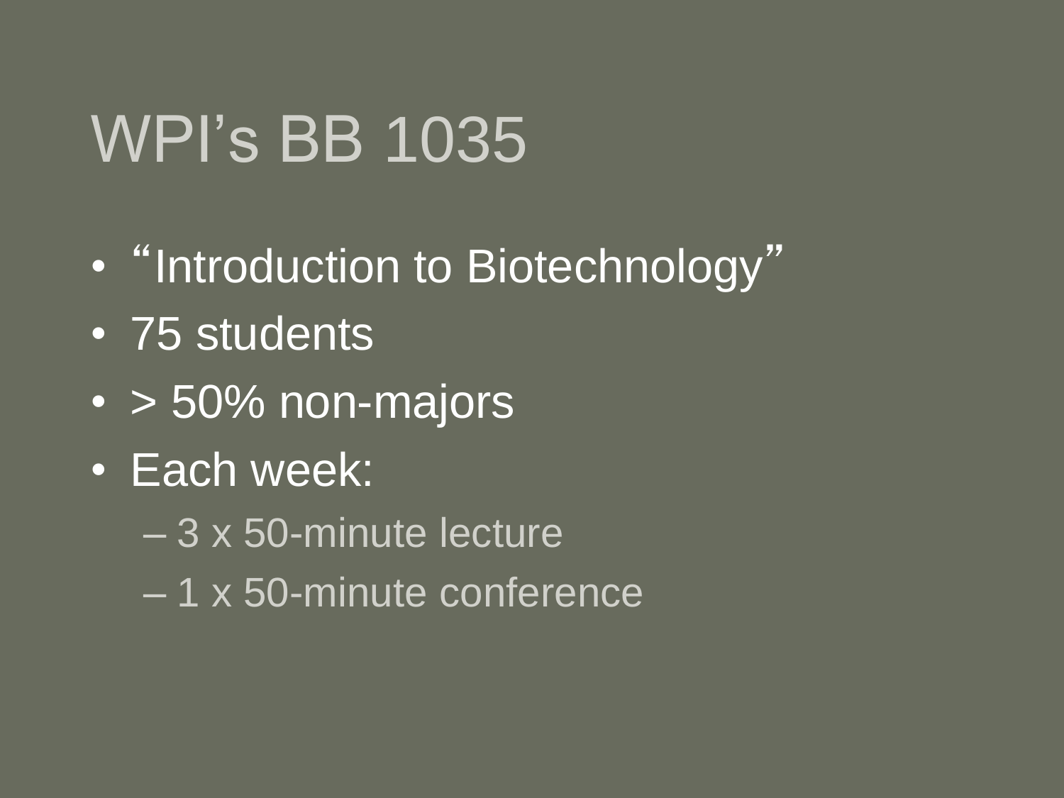# WPI's BB 1035

- "Introduction to Biotechnology"
- 75 students
- > 50% non-majors
- Each week:
  - 3 x 50-minute lecture
  - 1 x 50-minute conference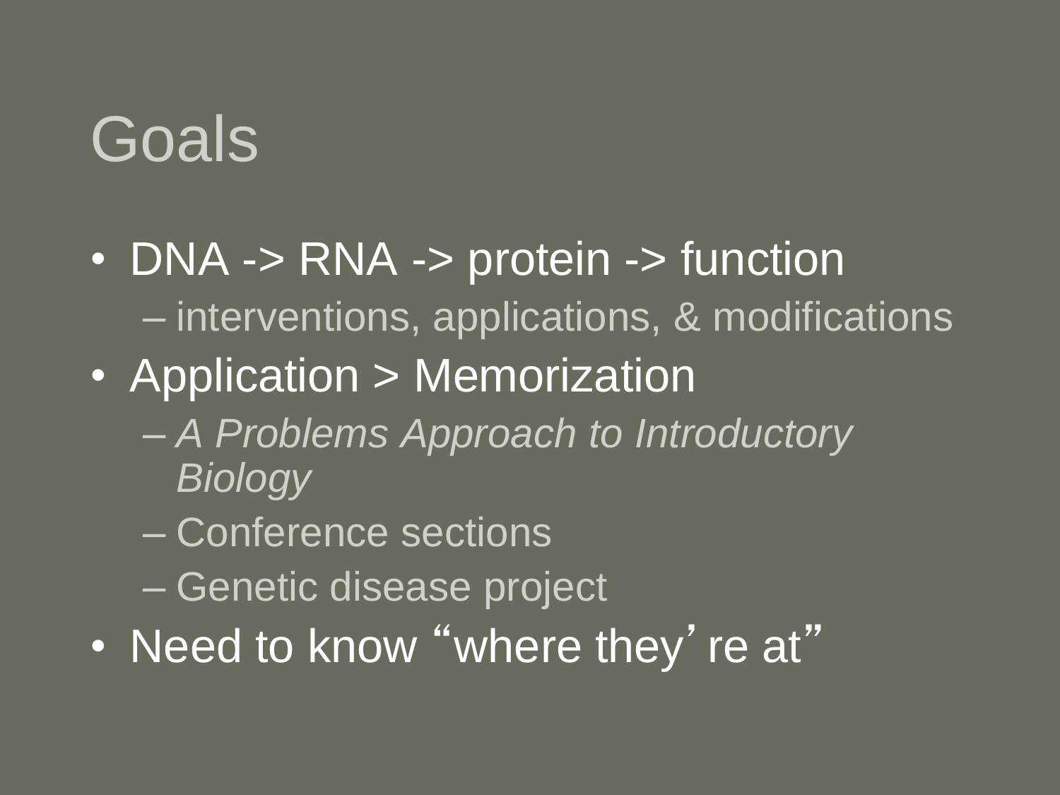# Goals

- DNA -> RNA -> protein -> function
  - interventions, applications, & modifications
- Application > Memorization
  - *A Problems Approach to Introductory Biology*
  - Conference sections
  - Genetic disease project
- Need to know "where they're at"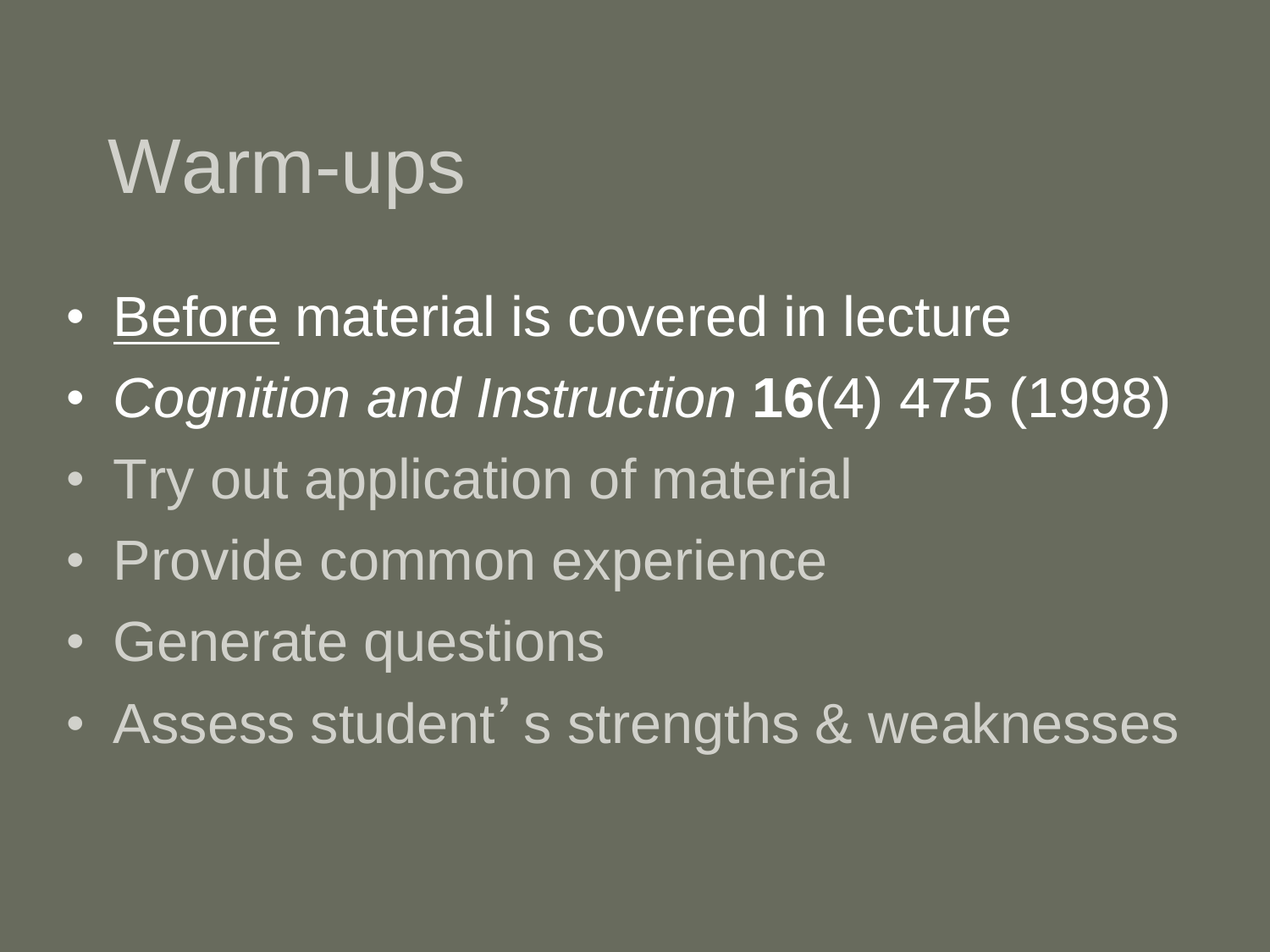# Warm-ups

- <u>Before</u> material is covered in lecture
- *Cognition and Instruction* **16**(4) 475 (1998)
- Try out application of material
- Provide common experience
- Generate questions
- Assess student's strengths & weaknesses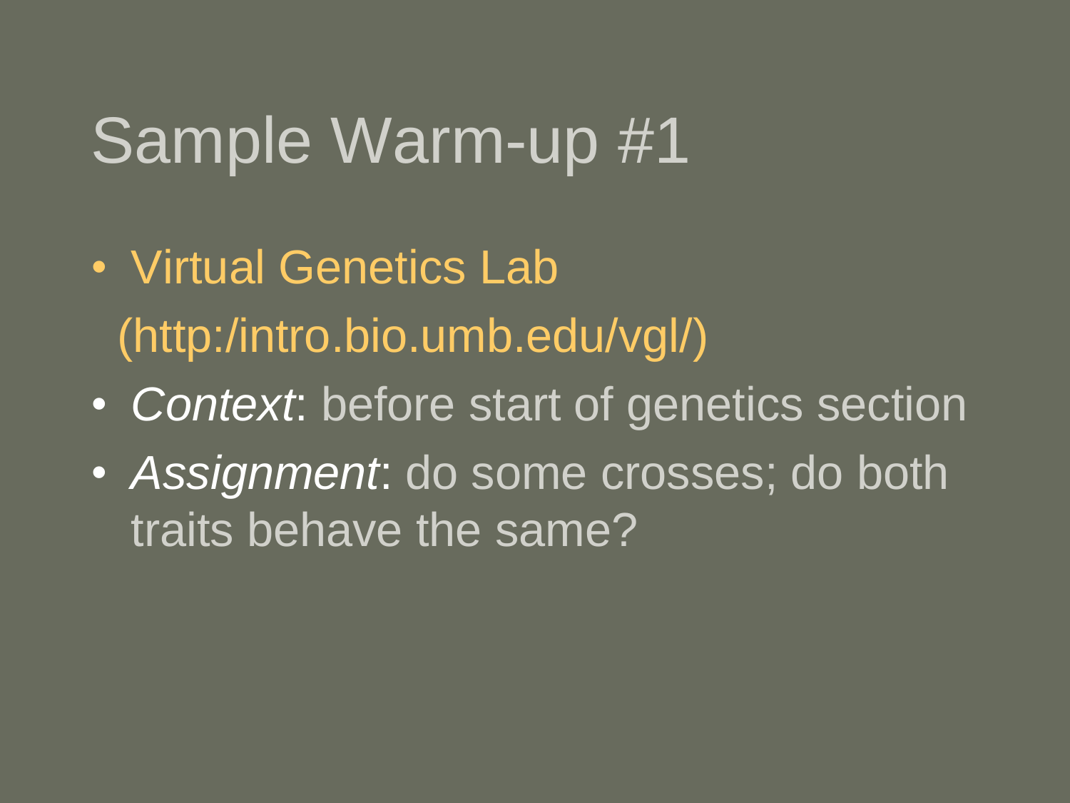# Sample Warm-up #1

- Virtual Genetics Lab (http:/intro.bio.umb.edu/vgl/)
- *Context*: before start of genetics section
- *Assignment*: do some crosses; do both traits behave the same?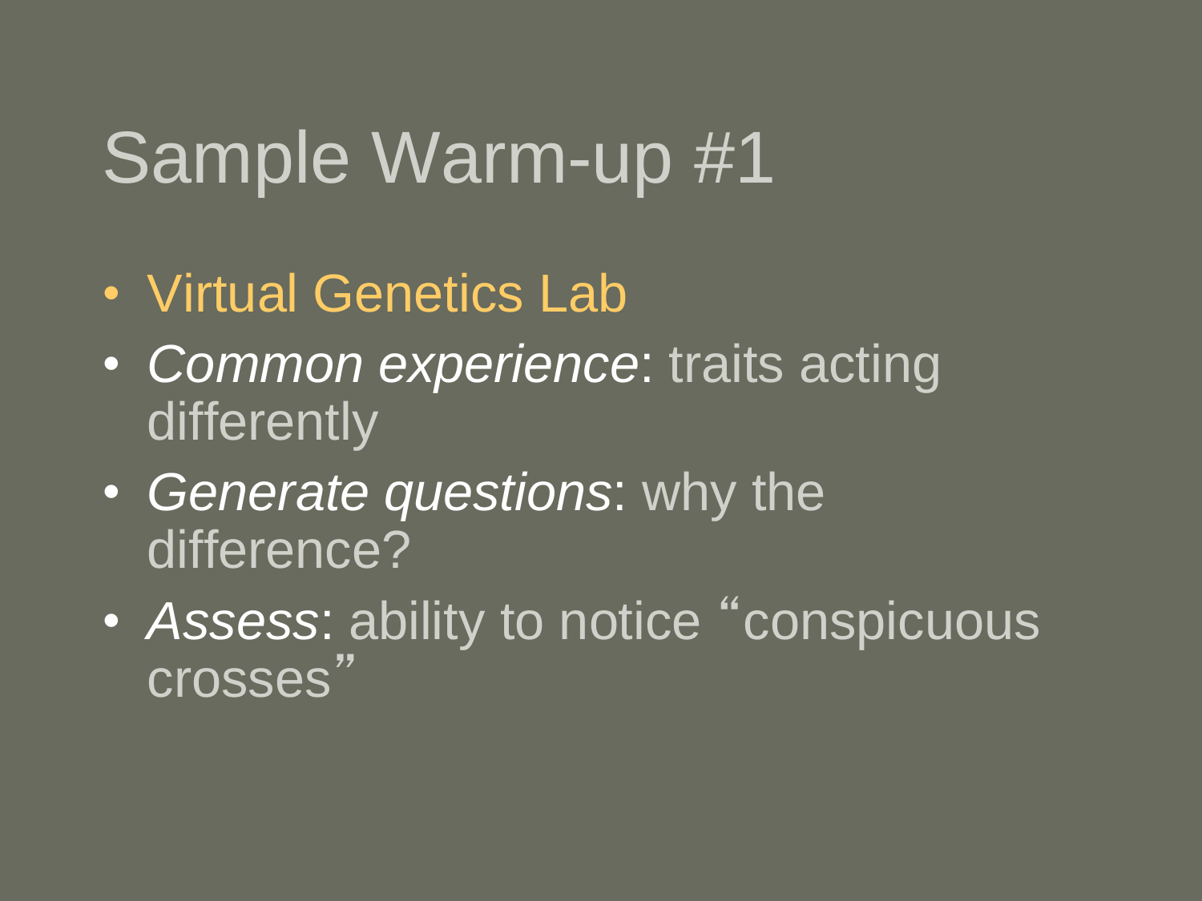# Sample Warm-up #1

- Virtual Genetics Lab
- *Common experience*: traits acting differently
- *Generate questions*: why the difference?
- *Assess*: ability to notice "conspicuous crosses"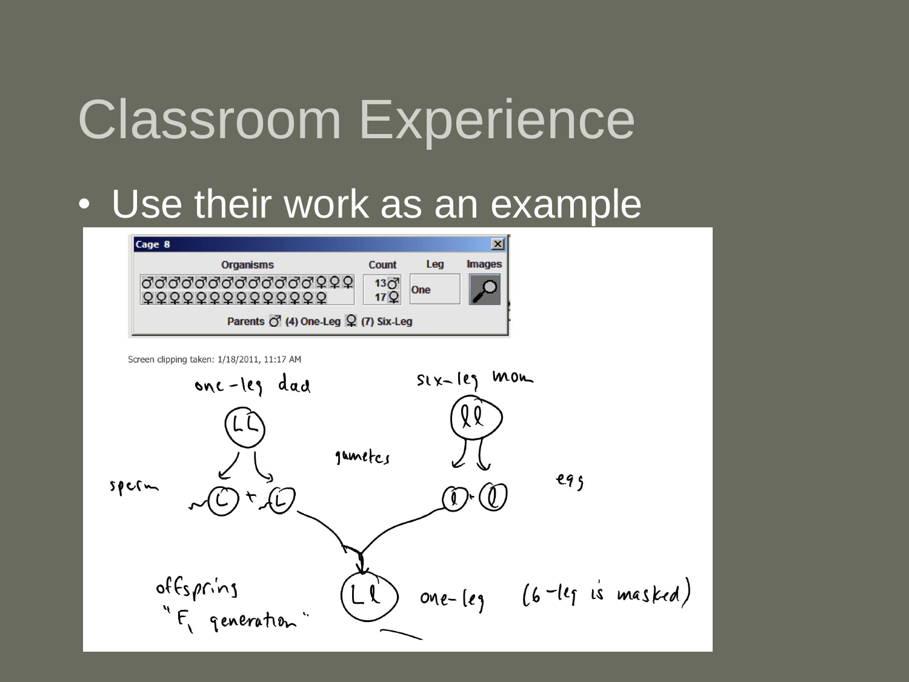# Classroom Experience

- Use their work as an example

| Organisms | Count | Leg | Images |
| --- | --- | --- | --- |
| ♂♂♂♂♂♂♂♂♂♂♂♂♂♀♀♀ ♀♀♀♀♀♀♀♀♀♀♀♀♀♀ | 13♂ 17♀ | One | |

**Cage 8**

Parents ♂ (4) One-Leg ♀ (7) Six-Leg

Screen clipping taken: 1/18/2011, 11:17 AM

one-leg dad — LL

six-leg mom — ll

gametes

sperm — L + L

egg — l + l

offspring "F₁ generation" — Ll — one-leg (6-leg is masked)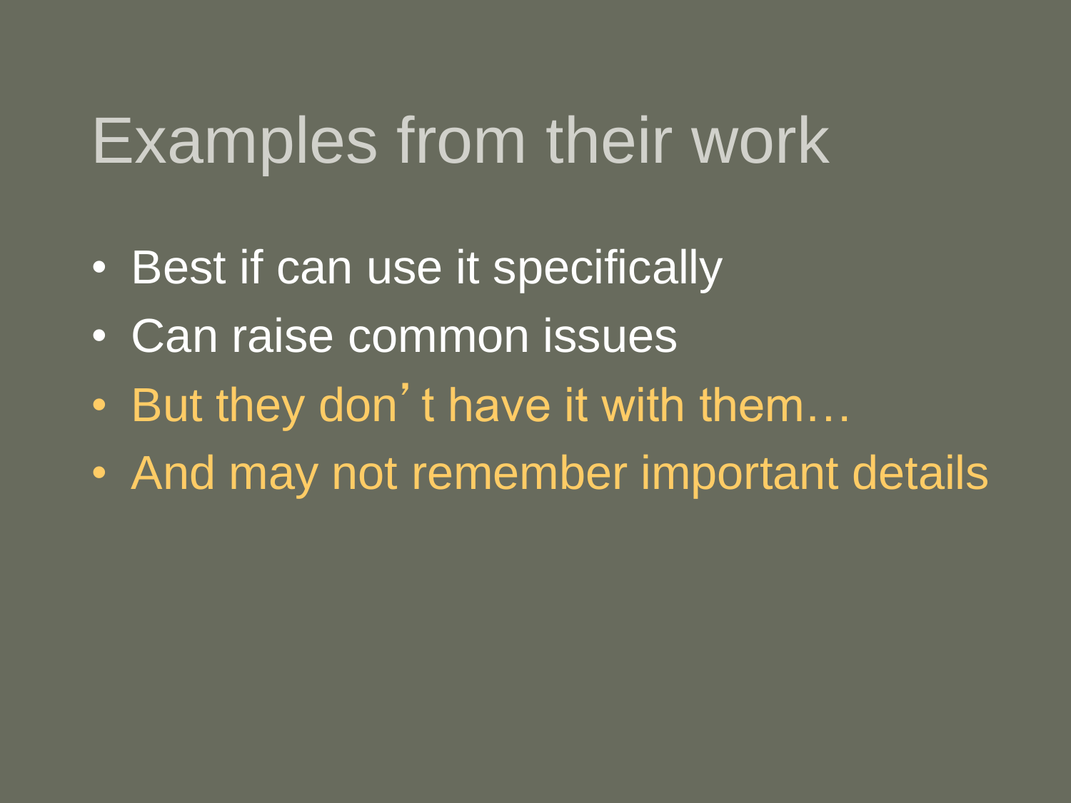# Examples from their work

- Best if can use it specifically
- Can raise common issues
- But they don't have it with them…
- And may not remember important details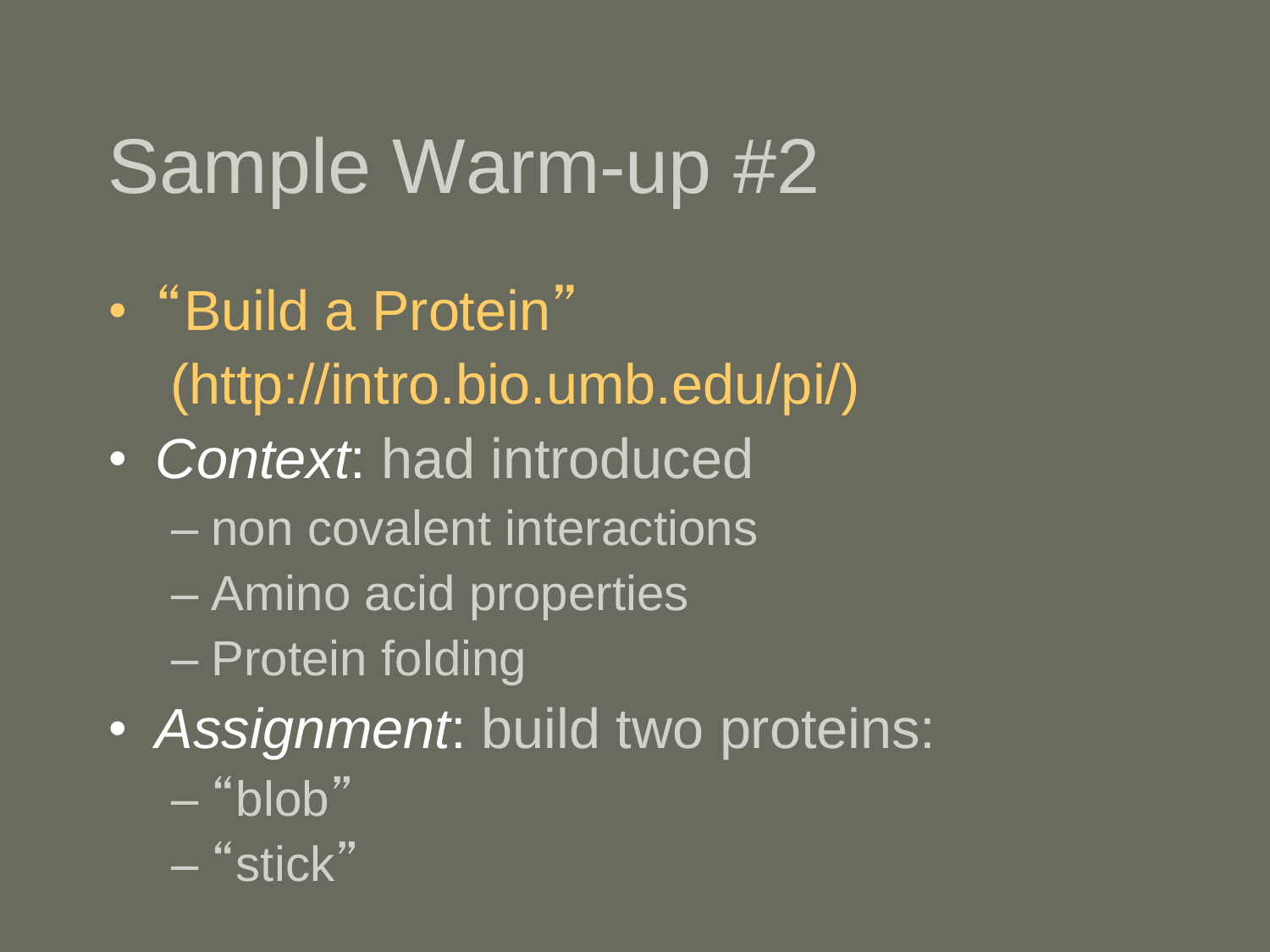# Sample Warm-up #2

- "Build a Protein" (http://intro.bio.umb.edu/pi/)
- *Context*: had introduced
  - non covalent interactions
  - Amino acid properties
  - Protein folding
- *Assignment*: build two proteins:
  - "blob"
  - "stick"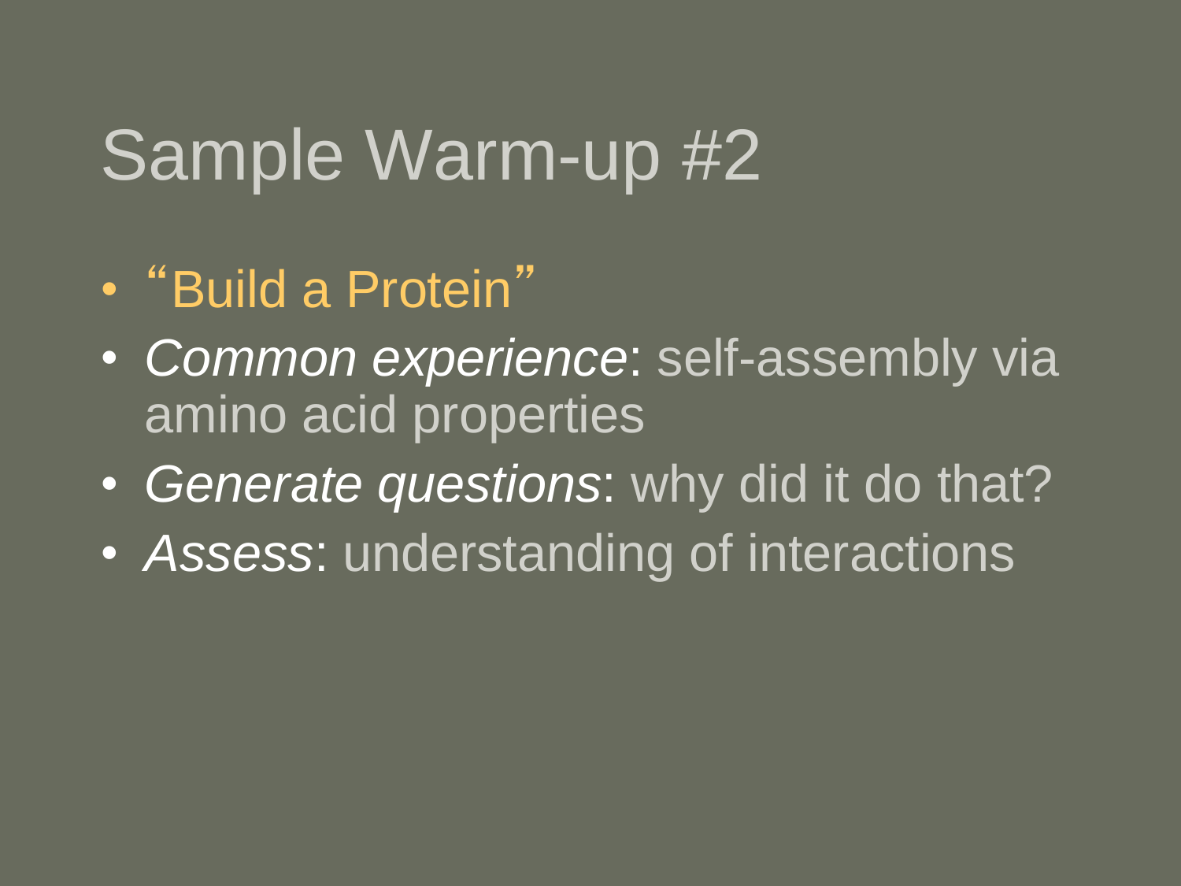# Sample Warm-up #2

- "Build a Protein"
- *Common experience*: self-assembly via amino acid properties
- *Generate questions*: why did it do that?
- *Assess*: understanding of interactions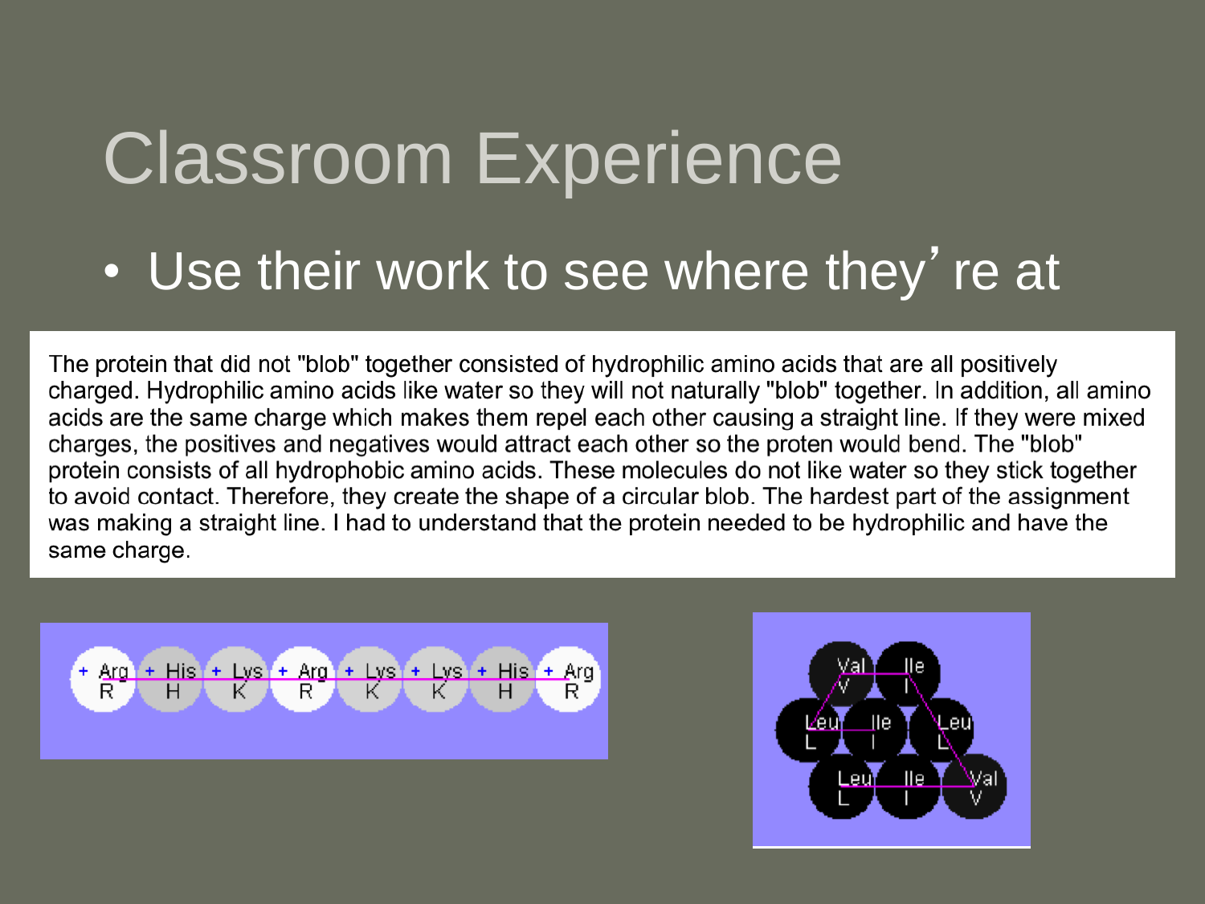# Classroom Experience

- Use their work to see where they're at

The protein that did not "blob" together consisted of hydrophilic amino acids that are all positively charged. Hydrophilic amino acids like water so they will not naturally "blob" together. In addition, all amino acids are the same charge which makes them repel each other causing a straight line. If they were mixed charges, the positives and negatives would attract each other so the proten would bend. The "blob" protein consists of all hydrophobic amino acids. These molecules do not like water so they stick together to avoid contact. Therefore, they create the shape of a circular blob. The hardest part of the assignment was making a straight line. I had to understand that the protein needed to be hydrophilic and have the same charge.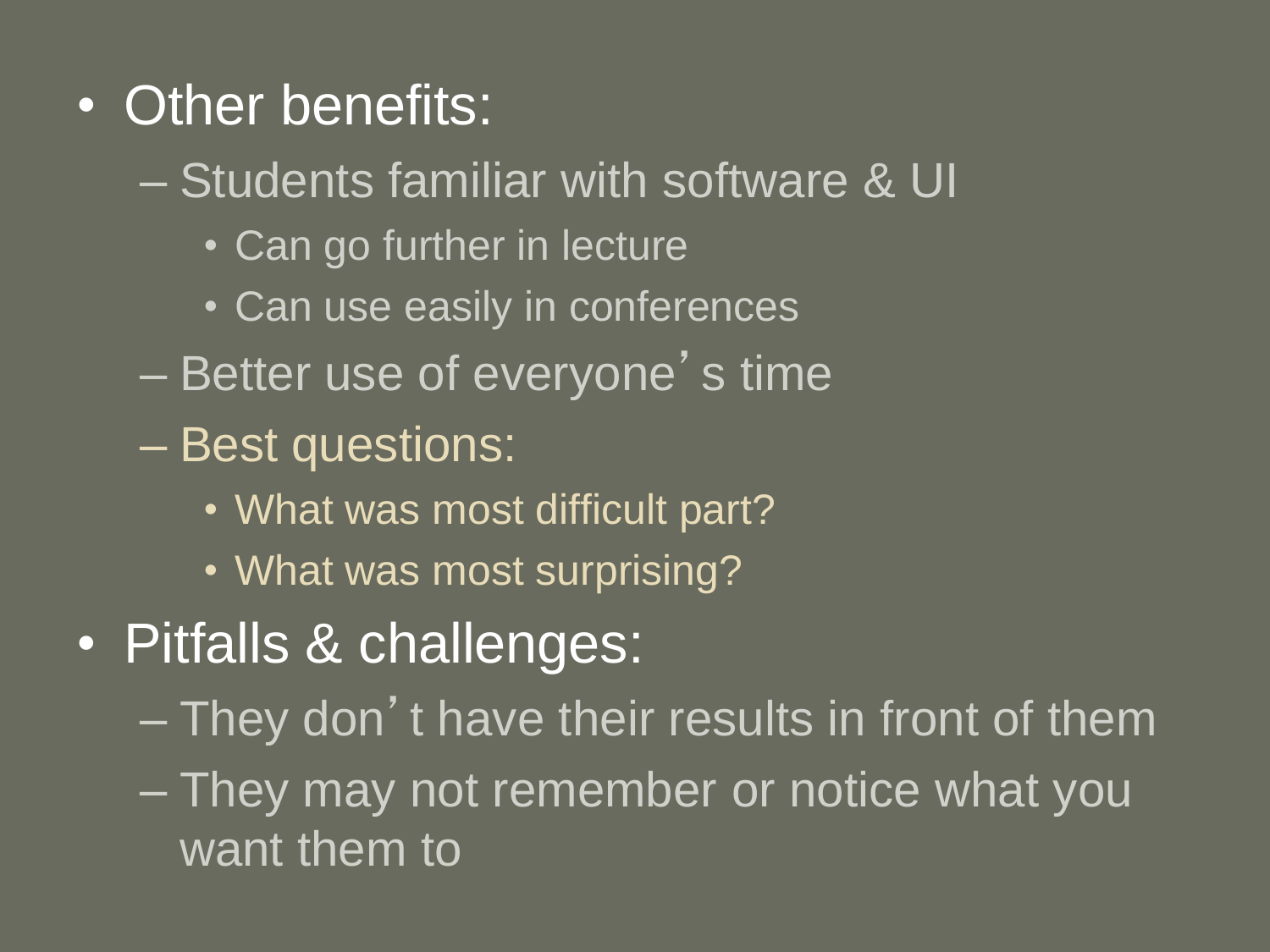- Other benefits:
  - Students familiar with software & UI
    - Can go further in lecture
    - Can use easily in conferences
  - Better use of everyone's time
  - Best questions:
    - What was most difficult part?
    - What was most surprising?
- Pitfalls & challenges:
  - They don't have their results in front of them
  - They may not remember or notice what you want them to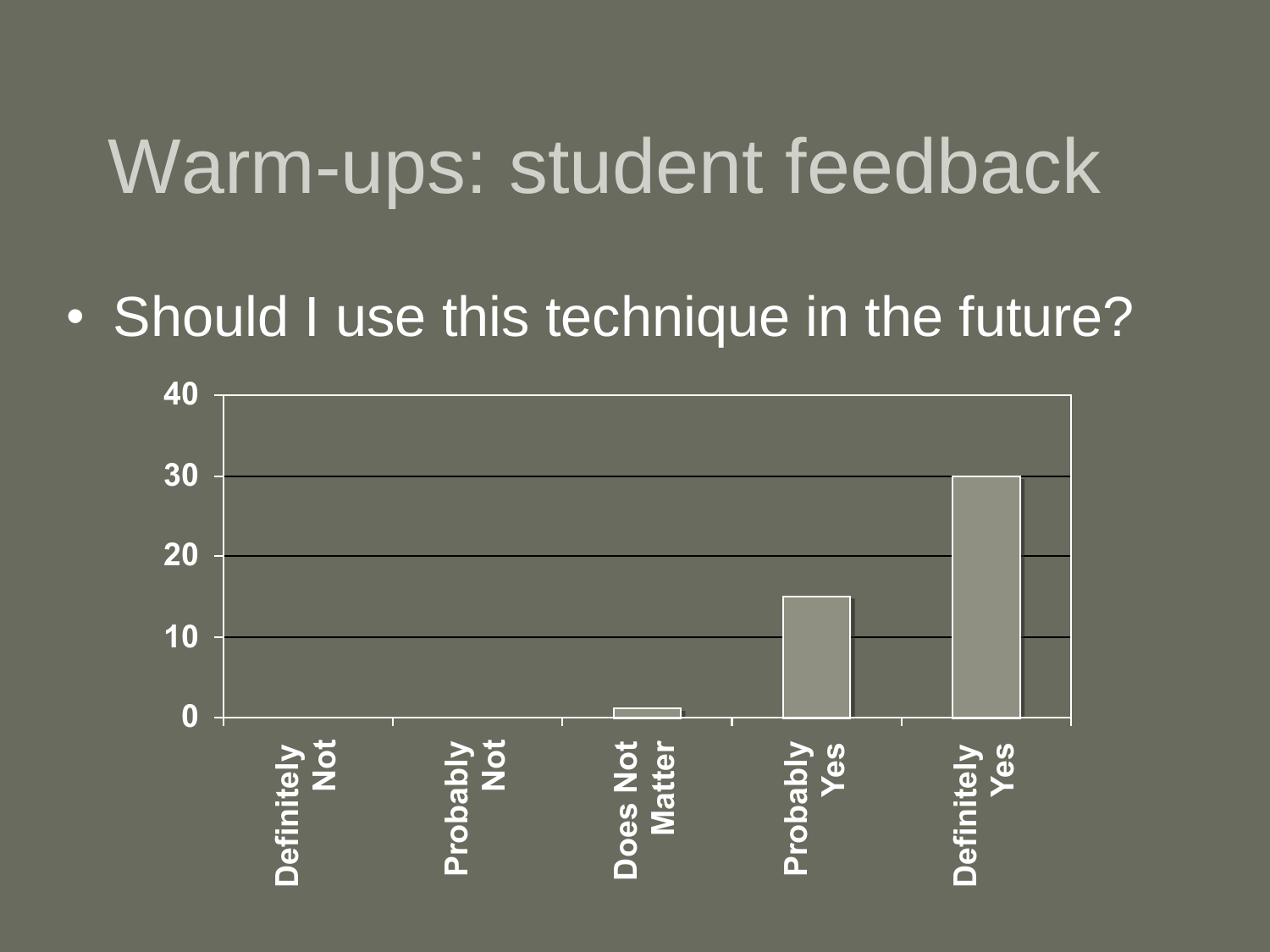# Warm-ups: student feedback

- Should I use this technique in the future?

| Response | Count |
|---|---|
| Definitely Not | 0 |
| Probably Not | 0 |
| Does Not Matter | 1 |
| Probably Yes | 15 |
| Definitely Yes | 30 |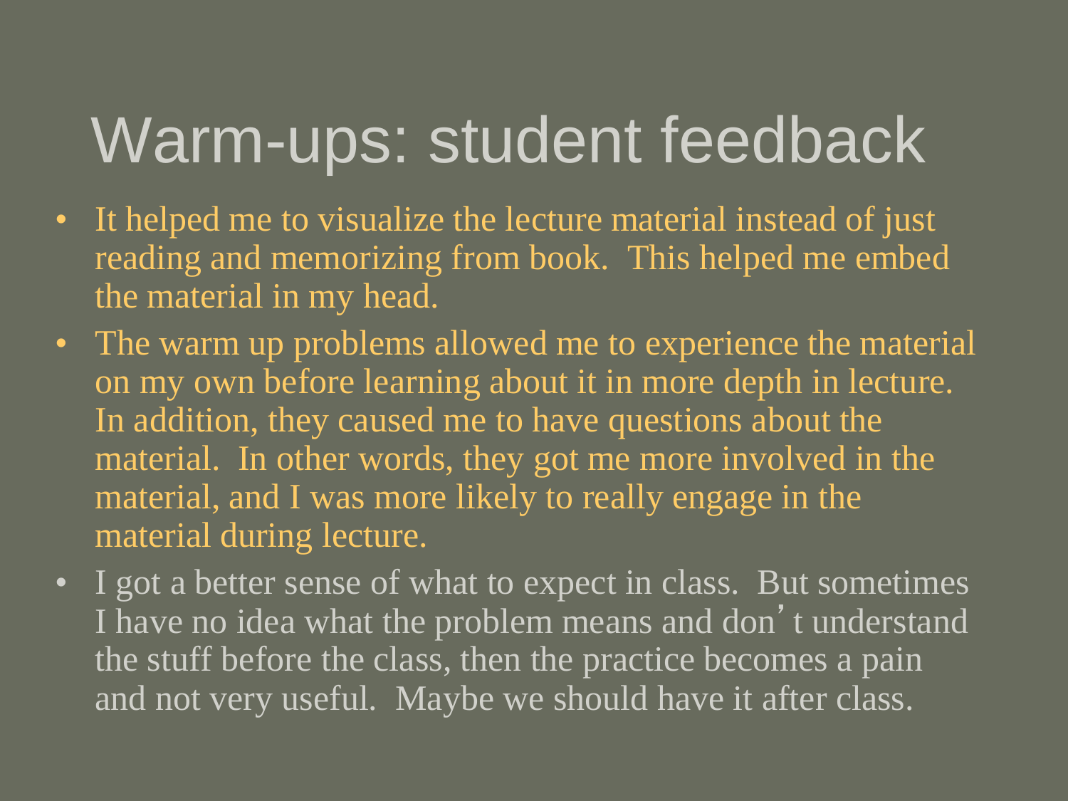# Warm-ups: student feedback

- It helped me to visualize the lecture material instead of just reading and memorizing from book. This helped me embed the material in my head.
- The warm up problems allowed me to experience the material on my own before learning about it in more depth in lecture. In addition, they caused me to have questions about the material. In other words, they got me more involved in the material, and I was more likely to really engage in the material during lecture.
- I got a better sense of what to expect in class. But sometimes I have no idea what the problem means and don't understand the stuff before the class, then the practice becomes a pain and not very useful. Maybe we should have it after class.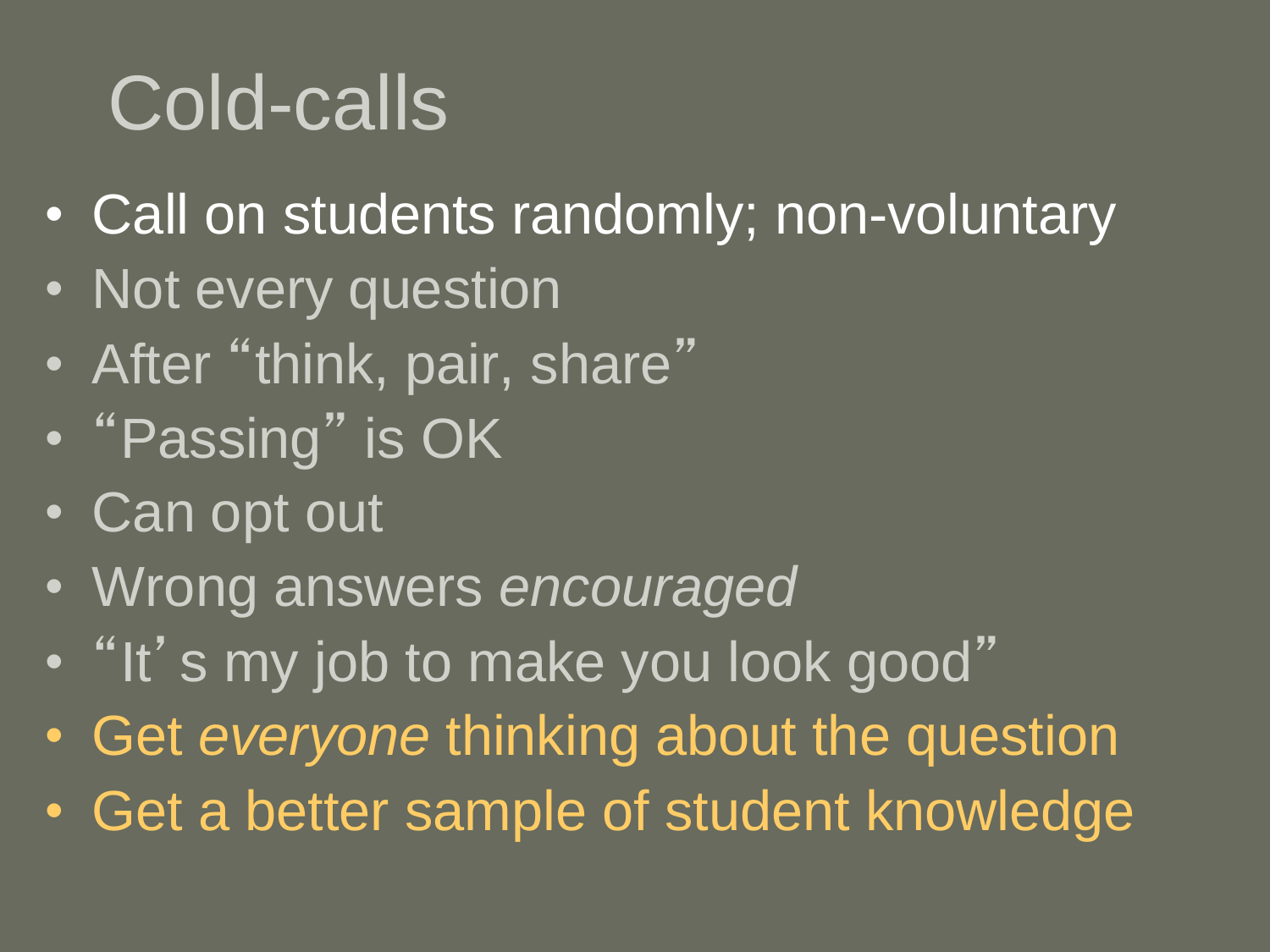# Cold-calls

- Call on students randomly; non-voluntary
- Not every question
- After "think, pair, share"
- "Passing" is OK
- Can opt out
- Wrong answers *encouraged*
- "It's my job to make you look good"
- Get *everyone* thinking about the question
- Get a better sample of student knowledge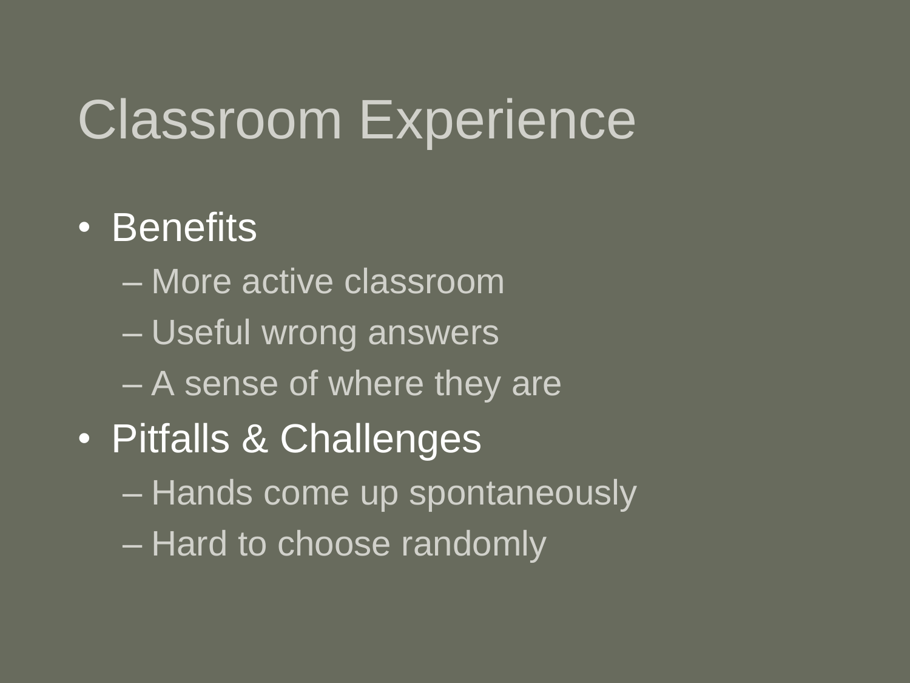# Classroom Experience

- Benefits
  - More active classroom
  - Useful wrong answers
  - A sense of where they are
- Pitfalls & Challenges
  - Hands come up spontaneously
  - Hard to choose randomly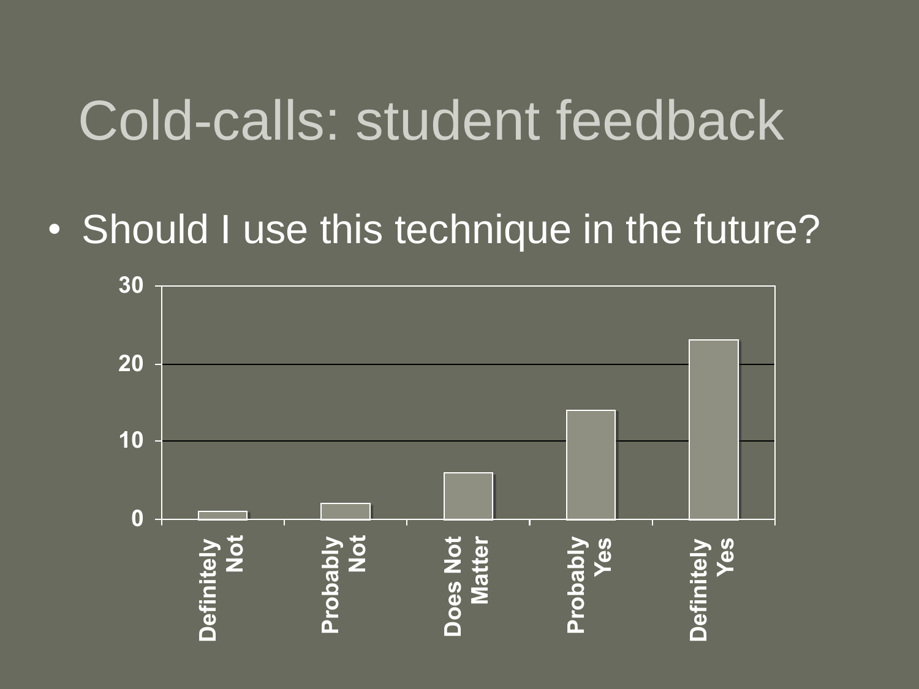# Cold-calls: student feedback

- Should I use this technique in the future?

| Response | Count |
|---|---|
| Definitely Not | 1 |
| Probably Not | 2 |
| Does Not Matter | 6 |
| Probably Yes | 14 |
| Definitely Yes | 23 |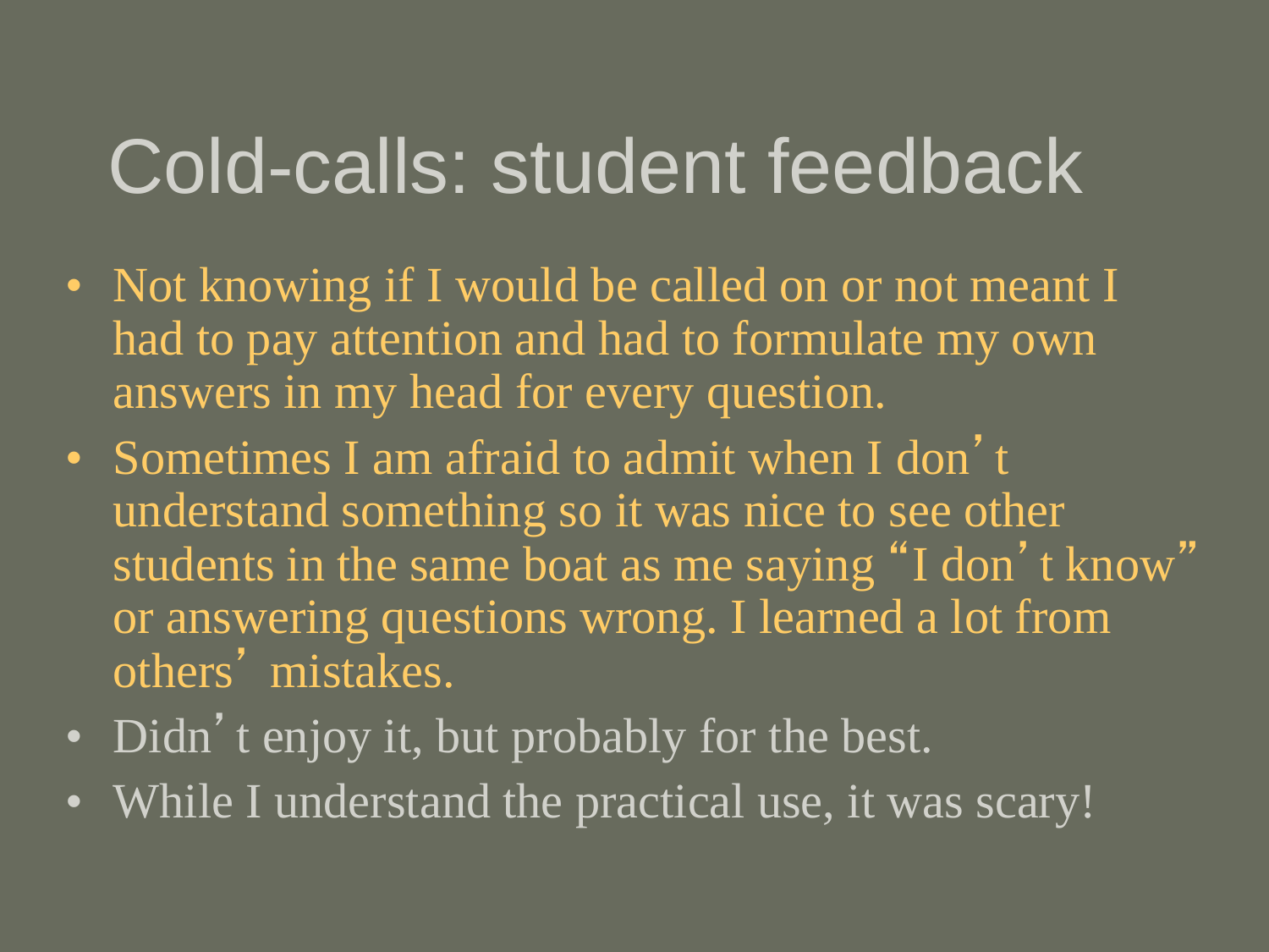# Cold-calls: student feedback

- Not knowing if I would be called on or not meant I had to pay attention and had to formulate my own answers in my head for every question.
- Sometimes I am afraid to admit when I don't understand something so it was nice to see other students in the same boat as me saying "I don't know" or answering questions wrong. I learned a lot from others' mistakes.
- Didn't enjoy it, but probably for the best.
- While I understand the practical use, it was scary!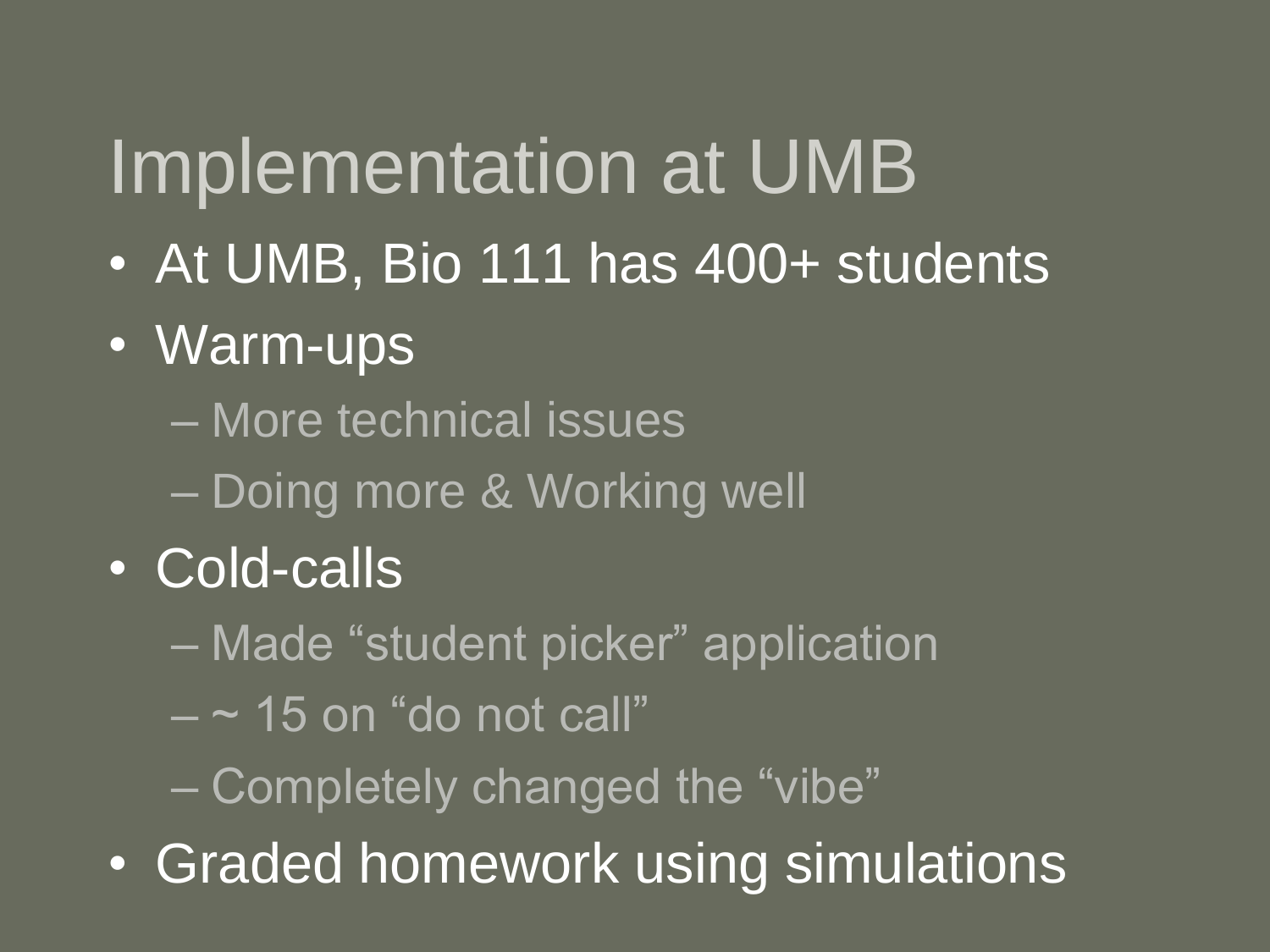# Implementation at UMB

- At UMB, Bio 111 has 400+ students
- Warm-ups
  - More technical issues
  - Doing more & Working well
- Cold-calls
  - Made “student picker” application
  - ~ 15 on “do not call”
  - Completely changed the “vibe”
- Graded homework using simulations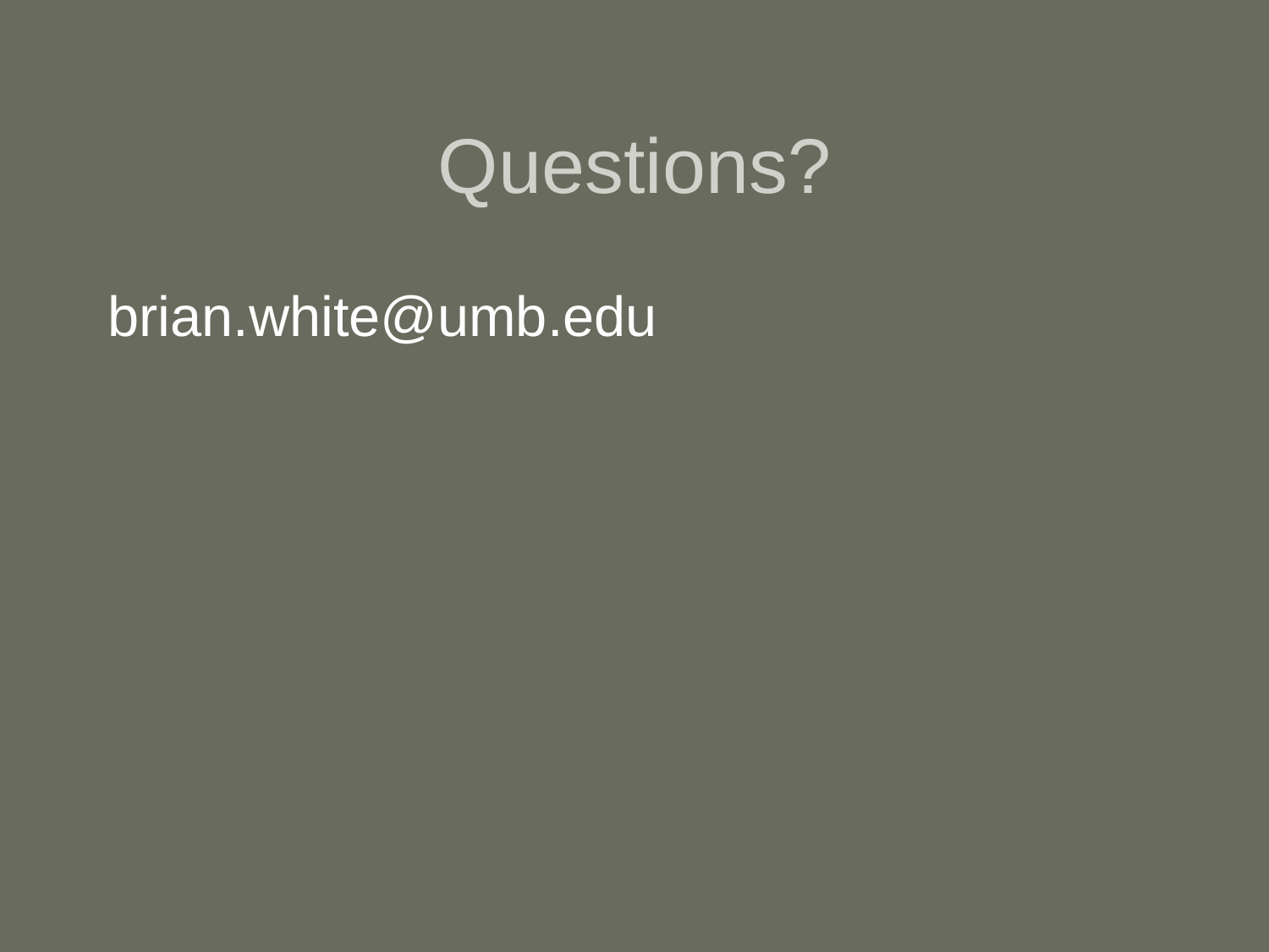# Questions?

brian.white@umb.edu